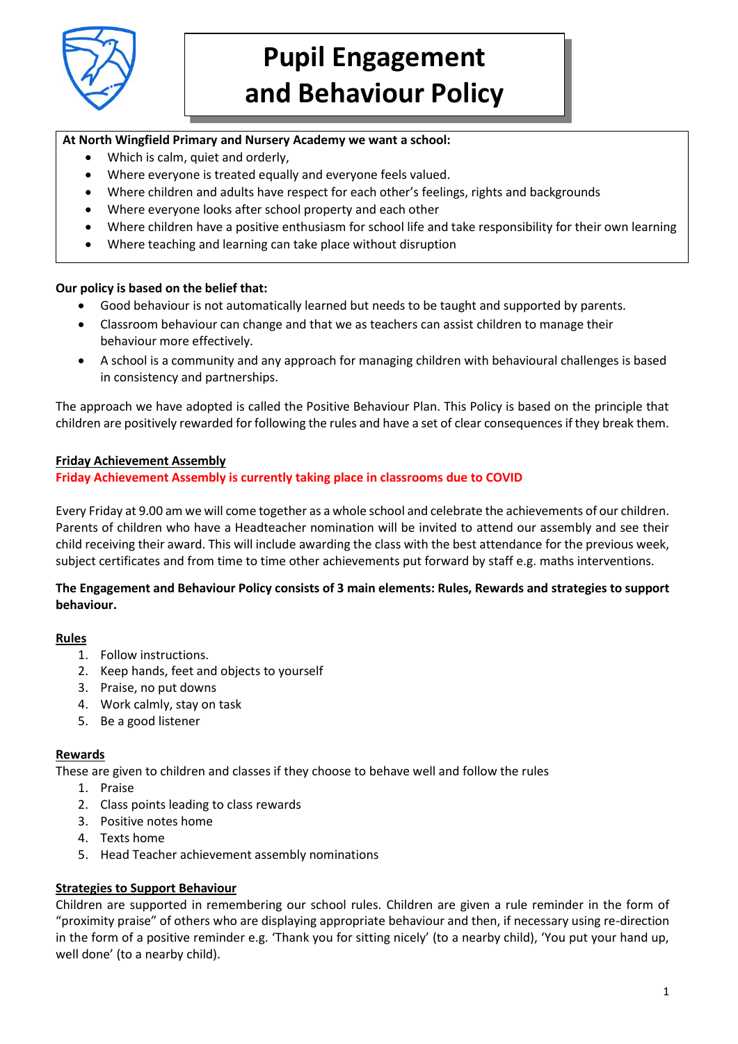# Pupil Engagement and Behaviour Policy

**At North Wingfield Primary and Nursery Academy we want a school:**

- Which is calm, quiet and orderly,
- Where everyone is treated equally and everyone feels valued.
- Where children and adults have respect for each other's feelings, rights and backgrounds
- Where everyone looks after school property and each other
- Where children have a positive enthusiasm for school life and take responsibility for their own learning
- Where teaching and learning can take place without disruption

**Our policy is based on the belief that:**

- Good behaviour is not automatically learned but needs to be taught and supported by parents.
- Classroom behaviour can change and that we as teachers can assist children to manage their behaviour more effectively.
- A school is a community and any approach for managing children with behavioural challenges is based in consistency and partnerships.

The approach we have adopted is called the Positive Behaviour Plan. This Policy is based on the principle that children are positively rewarded for following the rules and have a set of clear consequences if they break them.

**Friday Achievement Assembly**

**Friday Achievement Assembly is currently taking place in classrooms due to COVID**

Every Friday at 9.00 am we will come together as a whole school and celebrate the achievements of our children. Parents of children who have a Headteacher nomination will be invited to attend our assembly and see their child receiving their award. This will include awarding the class with the best attendance for the previous week, subject certificates and from time to time other achievements put forward by staff e.g. maths interventions.

**The Engagement and Behaviour Policy consists of 3 main elements: Rules, Rewards and strategies to support behaviour.**

**Rules**

1. Follow instructions.
2. Keep hands, feet and objects to yourself
3. Praise, no put downs
4. Work calmly, stay on task
5. Be a good listener

**Rewards**

These are given to children and classes if they choose to behave well and follow the rules

1. Praise
2. Class points leading to class rewards
3. Positive notes home
4. Texts home
5. Head Teacher achievement assembly nominations

**Strategies to Support Behaviour**

Children are supported in remembering our school rules. Children are given a rule reminder in the form of "proximity praise" of others who are displaying appropriate behaviour and then, if necessary using re-direction in the form of a positive reminder e.g. 'Thank you for sitting nicely' (to a nearby child), 'You put your hand up, well done' (to a nearby child).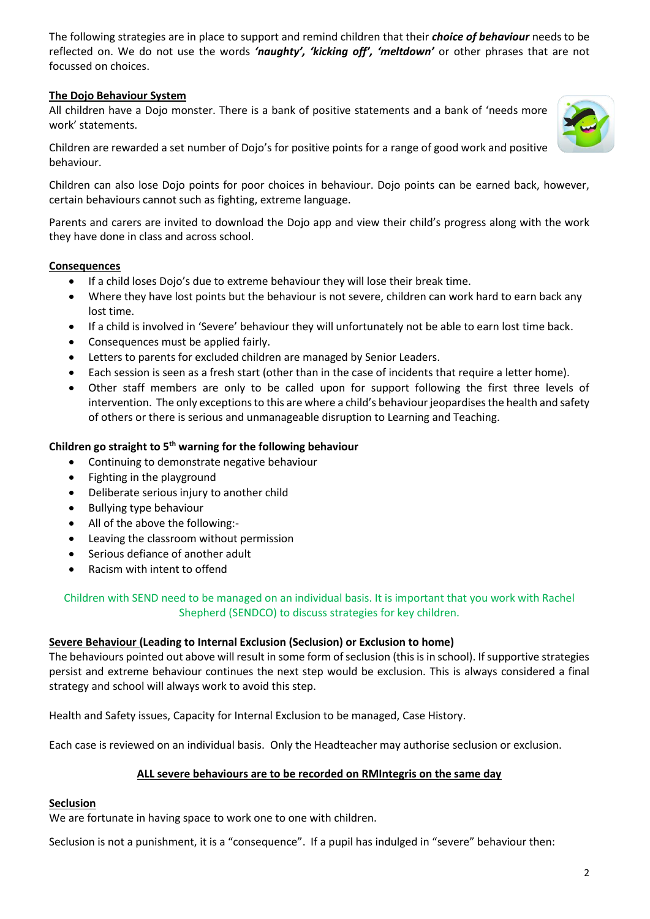The following strategies are in place to support and remind children that their ***choice of behaviour*** needs to be reflected on. We do not use the words ***'naughty', 'kicking off', 'meltdown'*** or other phrases that are not focussed on choices.

**The Dojo Behaviour System**

All children have a Dojo monster. There is a bank of positive statements and a bank of 'needs more work' statements.

Children are rewarded a set number of Dojo's for positive points for a range of good work and positive behaviour.

Children can also lose Dojo points for poor choices in behaviour. Dojo points can be earned back, however, certain behaviours cannot such as fighting, extreme language.

Parents and carers are invited to download the Dojo app and view their child's progress along with the work they have done in class and across school.

**Consequences**

- If a child loses Dojo's due to extreme behaviour they will lose their break time.
- Where they have lost points but the behaviour is not severe, children can work hard to earn back any lost time.
- If a child is involved in 'Severe' behaviour they will unfortunately not be able to earn lost time back.
- Consequences must be applied fairly.
- Letters to parents for excluded children are managed by Senior Leaders.
- Each session is seen as a fresh start (other than in the case of incidents that require a letter home).
- Other staff members are only to be called upon for support following the first three levels of intervention. The only exceptions to this are where a child's behaviour jeopardises the health and safety of others or there is serious and unmanageable disruption to Learning and Teaching.

**Children go straight to 5th warning for the following behaviour**

- Continuing to demonstrate negative behaviour
- Fighting in the playground
- Deliberate serious injury to another child
- Bullying type behaviour
- All of the above the following:-
- Leaving the classroom without permission
- Serious defiance of another adult
- Racism with intent to offend

Children with SEND need to be managed on an individual basis. It is important that you work with Rachel Shepherd (SENDCO) to discuss strategies for key children.

**Severe Behaviour (Leading to Internal Exclusion (Seclusion) or Exclusion to home)**

The behaviours pointed out above will result in some form of seclusion (this is in school). If supportive strategies persist and extreme behaviour continues the next step would be exclusion. This is always considered a final strategy and school will always work to avoid this step.

Health and Safety issues, Capacity for Internal Exclusion to be managed, Case History.

Each case is reviewed on an individual basis. Only the Headteacher may authorise seclusion or exclusion.

**ALL severe behaviours are to be recorded on RMIntegris on the same day**

**Seclusion**

We are fortunate in having space to work one to one with children.

Seclusion is not a punishment, it is a "consequence". If a pupil has indulged in "severe" behaviour then: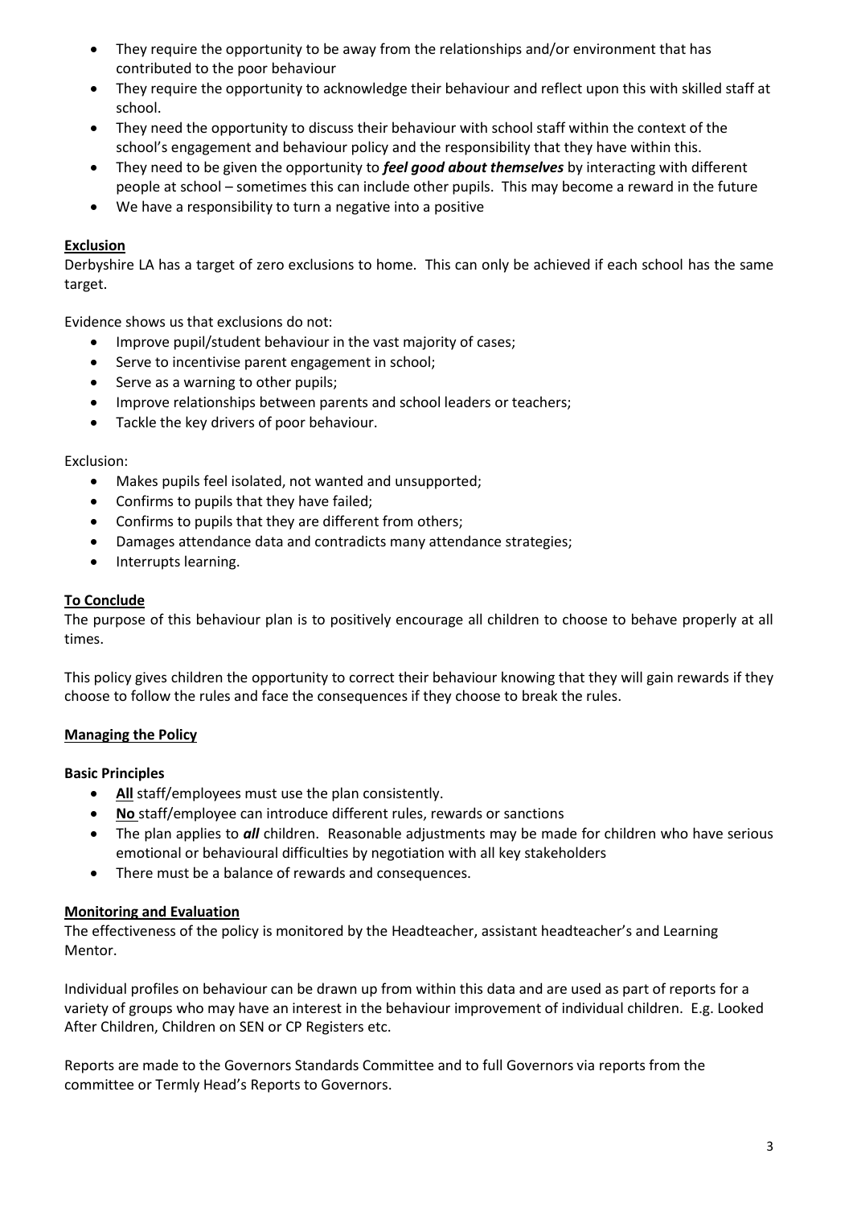- They require the opportunity to be away from the relationships and/or environment that has contributed to the poor behaviour
- They require the opportunity to acknowledge their behaviour and reflect upon this with skilled staff at school.
- They need the opportunity to discuss their behaviour with school staff within the context of the school's engagement and behaviour policy and the responsibility that they have within this.
- They need to be given the opportunity to ***feel good about themselves*** by interacting with different people at school – sometimes this can include other pupils. This may become a reward in the future
- We have a responsibility to turn a negative into a positive

**Exclusion**

Derbyshire LA has a target of zero exclusions to home. This can only be achieved if each school has the same target.

Evidence shows us that exclusions do not:

- Improve pupil/student behaviour in the vast majority of cases;
- Serve to incentivise parent engagement in school;
- Serve as a warning to other pupils;
- Improve relationships between parents and school leaders or teachers;
- Tackle the key drivers of poor behaviour.

Exclusion:

- Makes pupils feel isolated, not wanted and unsupported;
- Confirms to pupils that they have failed;
- Confirms to pupils that they are different from others;
- Damages attendance data and contradicts many attendance strategies;
- Interrupts learning.

**To Conclude**

The purpose of this behaviour plan is to positively encourage all children to choose to behave properly at all times.

This policy gives children the opportunity to correct their behaviour knowing that they will gain rewards if they choose to follow the rules and face the consequences if they choose to break the rules.

**Managing the Policy**

**Basic Principles**

- **All** staff/employees must use the plan consistently.
- **No** staff/employee can introduce different rules, rewards or sanctions
- The plan applies to ***all*** children. Reasonable adjustments may be made for children who have serious emotional or behavioural difficulties by negotiation with all key stakeholders
- There must be a balance of rewards and consequences.

**Monitoring and Evaluation**

The effectiveness of the policy is monitored by the Headteacher, assistant headteacher's and Learning Mentor.

Individual profiles on behaviour can be drawn up from within this data and are used as part of reports for a variety of groups who may have an interest in the behaviour improvement of individual children. E.g. Looked After Children, Children on SEN or CP Registers etc.

Reports are made to the Governors Standards Committee and to full Governors via reports from the committee or Termly Head's Reports to Governors.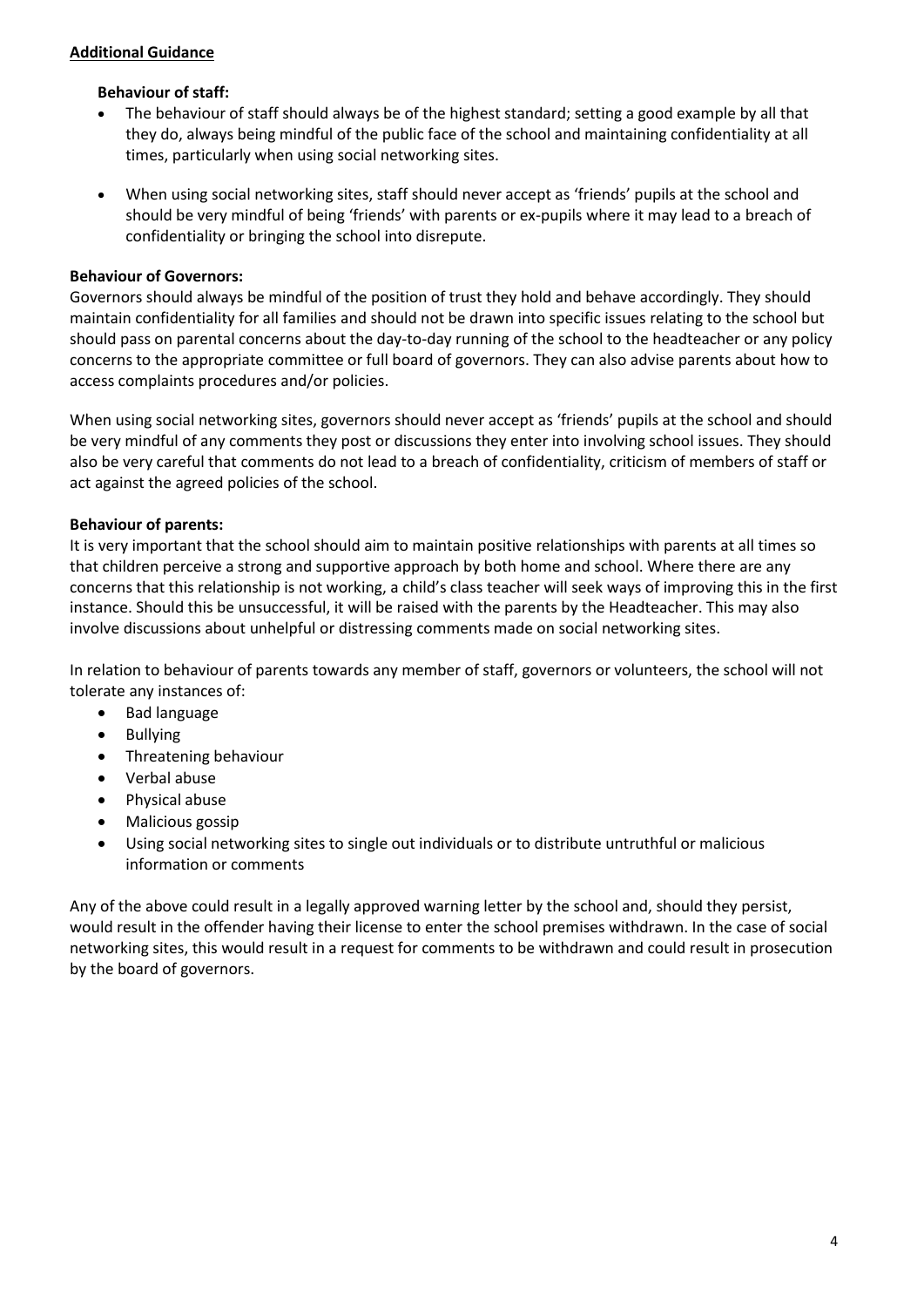## **Additional Guidance**

### Behaviour of staff:

- The behaviour of staff should always be of the highest standard; setting a good example by all that they do, always being mindful of the public face of the school and maintaining confidentiality at all times, particularly when using social networking sites.
- When using social networking sites, staff should never accept as 'friends' pupils at the school and should be very mindful of being 'friends' with parents or ex-pupils where it may lead to a breach of confidentiality or bringing the school into disrepute.

### Behaviour of Governors:

Governors should always be mindful of the position of trust they hold and behave accordingly. They should maintain confidentiality for all families and should not be drawn into specific issues relating to the school but should pass on parental concerns about the day-to-day running of the school to the headteacher or any policy concerns to the appropriate committee or full board of governors. They can also advise parents about how to access complaints procedures and/or policies.

When using social networking sites, governors should never accept as 'friends' pupils at the school and should be very mindful of any comments they post or discussions they enter into involving school issues. They should also be very careful that comments do not lead to a breach of confidentiality, criticism of members of staff or act against the agreed policies of the school.

### Behaviour of parents:

It is very important that the school should aim to maintain positive relationships with parents at all times so that children perceive a strong and supportive approach by both home and school. Where there are any concerns that this relationship is not working, a child's class teacher will seek ways of improving this in the first instance. Should this be unsuccessful, it will be raised with the parents by the Headteacher. This may also involve discussions about unhelpful or distressing comments made on social networking sites.

In relation to behaviour of parents towards any member of staff, governors or volunteers, the school will not tolerate any instances of:

- Bad language
- Bullying
- Threatening behaviour
- Verbal abuse
- Physical abuse
- Malicious gossip
- Using social networking sites to single out individuals or to distribute untruthful or malicious information or comments

Any of the above could result in a legally approved warning letter by the school and, should they persist, would result in the offender having their license to enter the school premises withdrawn. In the case of social networking sites, this would result in a request for comments to be withdrawn and could result in prosecution by the board of governors.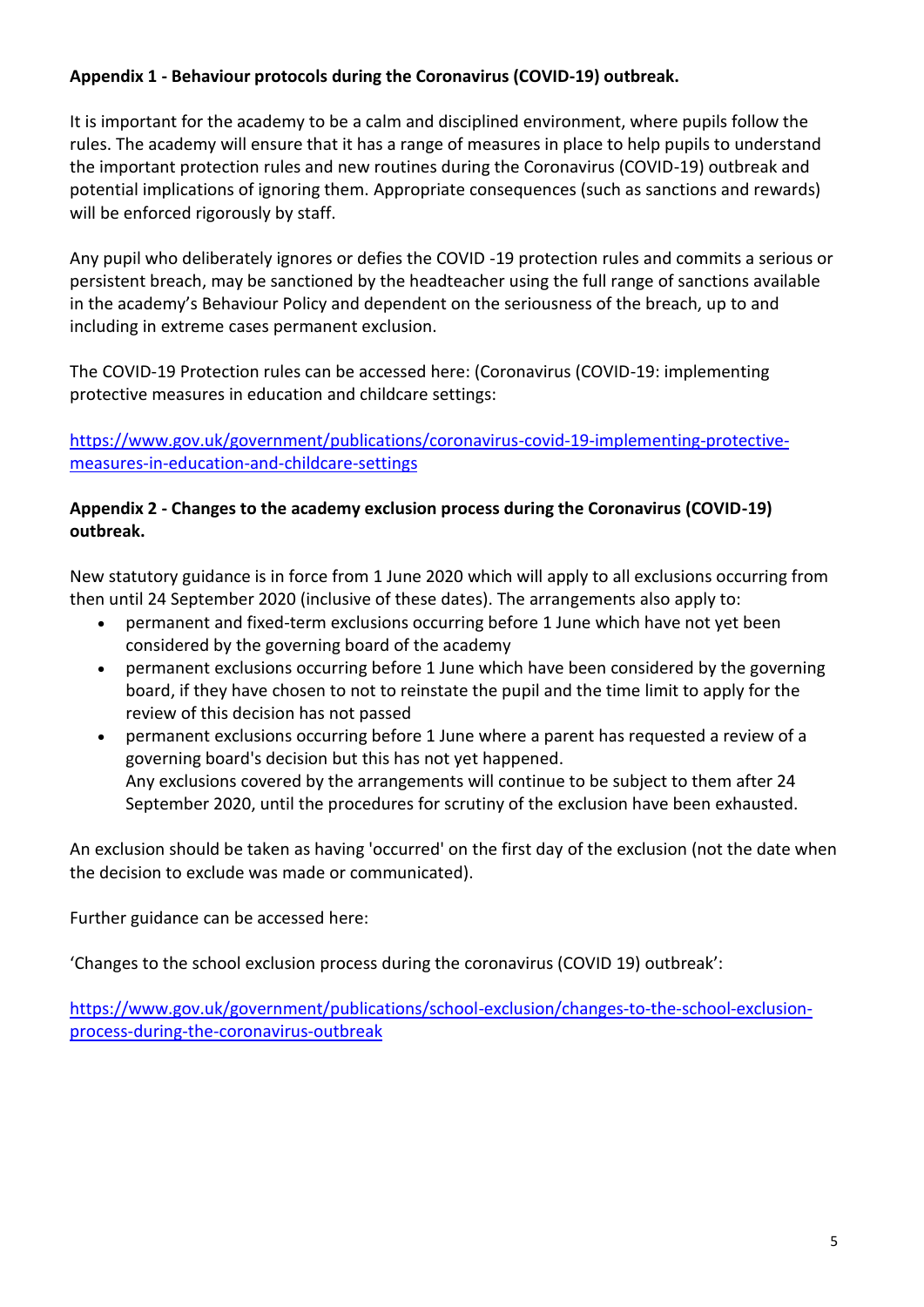**Appendix 1 - Behaviour protocols during the Coronavirus (COVID-19) outbreak.**

It is important for the academy to be a calm and disciplined environment, where pupils follow the rules. The academy will ensure that it has a range of measures in place to help pupils to understand the important protection rules and new routines during the Coronavirus (COVID-19) outbreak and potential implications of ignoring them. Appropriate consequences (such as sanctions and rewards) will be enforced rigorously by staff.

Any pupil who deliberately ignores or defies the COVID -19 protection rules and commits a serious or persistent breach, may be sanctioned by the headteacher using the full range of sanctions available in the academy's Behaviour Policy and dependent on the seriousness of the breach, up to and including in extreme cases permanent exclusion.

The COVID-19 Protection rules can be accessed here: (Coronavirus (COVID-19: implementing protective measures in education and childcare settings:

[https://www.gov.uk/government/publications/coronavirus-covid-19-implementing-protective-measures-in-education-and-childcare-settings](https://www.gov.uk/government/publications/coronavirus-covid-19-implementing-protective-measures-in-education-and-childcare-settings)

**Appendix 2 - Changes to the academy exclusion process during the Coronavirus (COVID-19) outbreak.**

New statutory guidance is in force from 1 June 2020 which will apply to all exclusions occurring from then until 24 September 2020 (inclusive of these dates). The arrangements also apply to:

- permanent and fixed-term exclusions occurring before 1 June which have not yet been considered by the governing board of the academy
- permanent exclusions occurring before 1 June which have been considered by the governing board, if they have chosen to not to reinstate the pupil and the time limit to apply for the review of this decision has not passed
- permanent exclusions occurring before 1 June where a parent has requested a review of a governing board's decision but this has not yet happened.
  Any exclusions covered by the arrangements will continue to be subject to them after 24 September 2020, until the procedures for scrutiny of the exclusion have been exhausted.

An exclusion should be taken as having 'occurred' on the first day of the exclusion (not the date when the decision to exclude was made or communicated).

Further guidance can be accessed here:

'Changes to the school exclusion process during the coronavirus (COVID 19) outbreak':

[https://www.gov.uk/government/publications/school-exclusion/changes-to-the-school-exclusion-process-during-the-coronavirus-outbreak](https://www.gov.uk/government/publications/school-exclusion/changes-to-the-school-exclusion-process-during-the-coronavirus-outbreak)